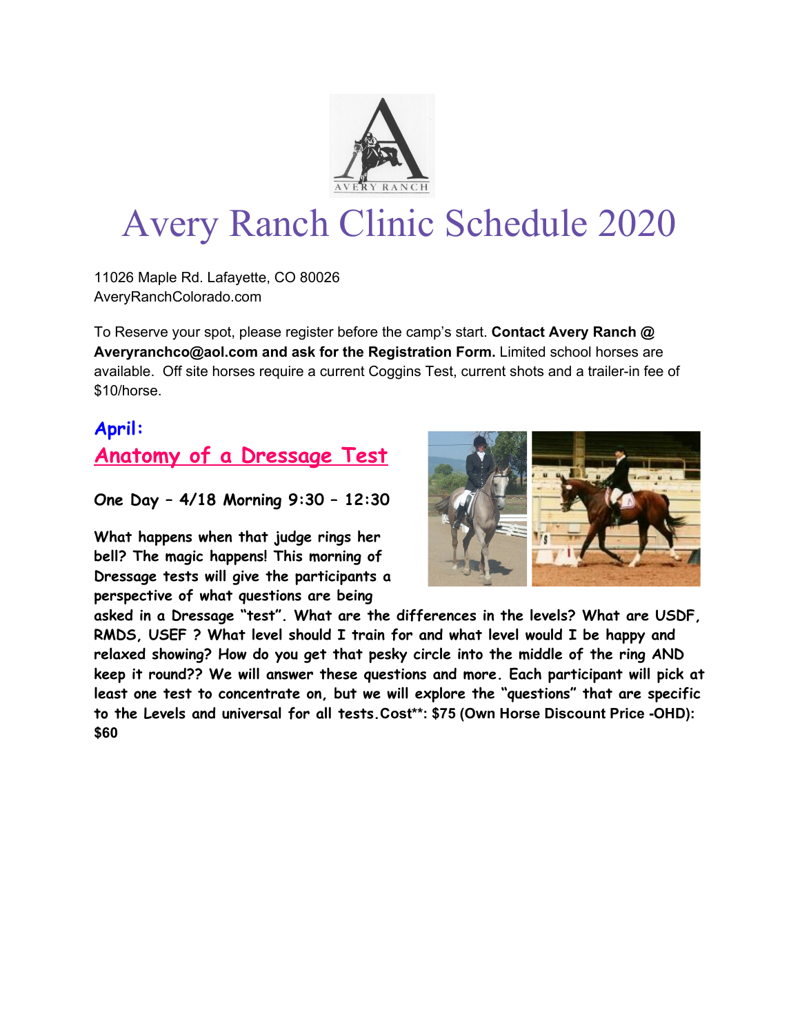# Avery Ranch Clinic Schedule 2020

11026 Maple Rd. Lafayette, CO 80026
AveryRanchColorado.com

To Reserve your spot, please register before the camp's start. **Contact Avery Ranch @ Averyranchco@aol.com and ask for the Registration Form.** Limited school horses are available. Off site horses require a current Coggins Test, current shots and a trailer-in fee of $10/horse.

## April:

## Anatomy of a Dressage Test

**One Day – 4/18 Morning 9:30 – 12:30**

**What happens when that judge rings her bell? The magic happens! This morning of Dressage tests will give the participants a perspective of what questions are being asked in a Dressage "test". What are the differences in the levels? What are USDF, RMDS, USEF ? What level should I train for and what level would I be happy and relaxed showing? How do you get that pesky circle into the middle of the ring AND keep it round?? We will answer these questions and more. Each participant will pick at least one test to concentrate on, but we will explore the "questions" that are specific to the Levels and universal for all tests. Cost\*\*: $75 (Own Horse Discount Price -OHD): $60**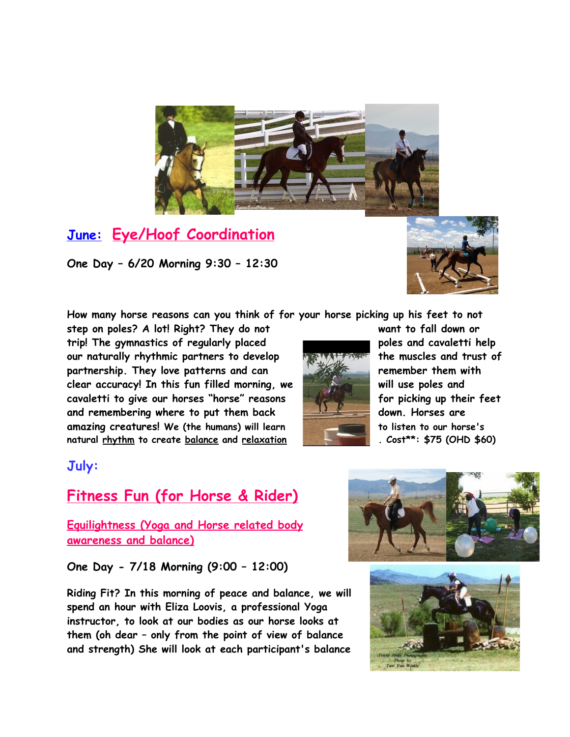## June: Eye/Hoof Coordination

**One Day – 6/20 Morning 9:30 – 12:30**

**How many horse reasons can you think of for your horse picking up his feet to not step on poles? A lot! Right? They do not want to fall down or trip! The gymnastics of regularly placed poles and cavaletti help our naturally rhythmic partners to develop the muscles and trust of partnership. They love patterns and can remember them with clear accuracy! In this fun filled morning, we will use poles and cavaletti to give our horses "horse" reasons for picking up their feet and remembering where to put them back down. Horses are amazing creatures! We (the humans) will learn to listen to our horse's natural rhythm to create balance and relaxation. Cost**: $75 (OHD $60)**

## July:

## Fitness Fun (for Horse & Rider)

### Equilightness (Yoga and Horse related body awareness and balance)

**One Day - 7/18 Morning (9:00 – 12:00)**

**Riding Fit? In this morning of peace and balance, we will spend an hour with Eliza Loovis, a professional Yoga instructor, to look at our bodies as our horse looks at them (oh dear – only from the point of view of balance and strength) She will look at each participant's balance**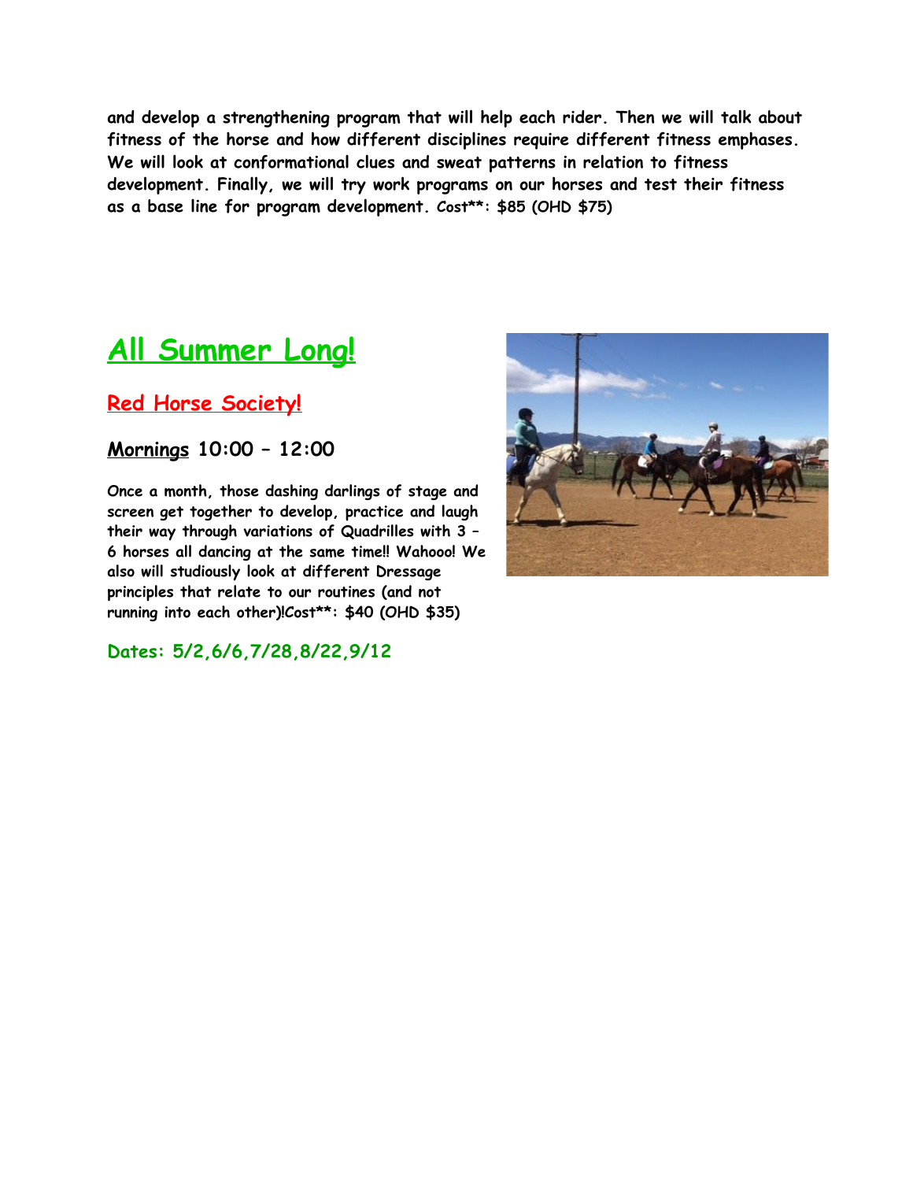**and develop a strengthening program that will help each rider. Then we will talk about fitness of the horse and how different disciplines require different fitness emphases. We will look at conformational clues and sweat patterns in relation to fitness development. Finally, we will try work programs on our horses and test their fitness as a base line for program development. Cost\*\*: $85 (OHD $75)**

# All Summer Long!

## Red Horse Society!

### Mornings 10:00 – 12:00

**Once a month, those dashing darlings of stage and screen get together to develop, practice and laugh their way through variations of Quadrilles with 3 – 6 horses all dancing at the same time!! Wahooo! We also will studiously look at different Dressage principles that relate to our routines (and not running into each other)!Cost\*\*: $40 (OHD $35)**

**Dates: 5/2,6/6,7/28,8/22,9/12**